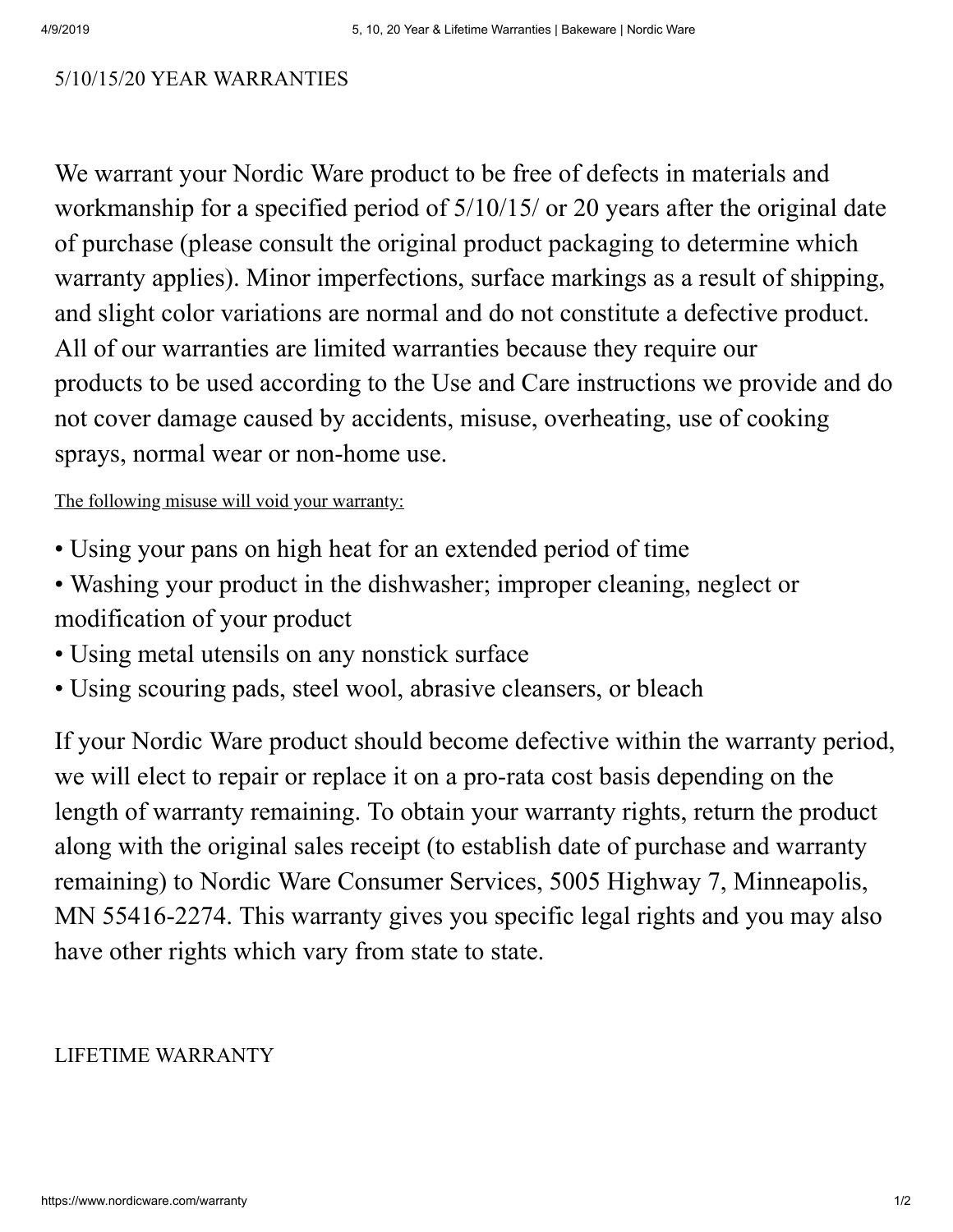## 5/10/15/20 YEAR WARRANTIES

We warrant your Nordic Ware product to be free of defects in materials and workmanship for a specified period of 5/10/15/ or 20 years after the original date of purchase (please consult the original product packaging to determine which warranty applies). Minor imperfections, surface markings as a result of shipping, and slight color variations are normal and do not constitute a defective product. All of our warranties are limited warranties because they require our products to be used according to the Use and Care instructions we provide and do not cover damage caused by accidents, misuse, overheating, use of cooking sprays, normal wear or non-home use.

The following misuse will void your warranty:

- Using your pans on high heat for an extended period of time
- Washing your product in the dishwasher; improper cleaning, neglect or modification of your product
- Using metal utensils on any nonstick surface
- Using scouring pads, steel wool, abrasive cleansers, or bleach

If your Nordic Ware product should become defective within the warranty period, we will elect to repair or replace it on a pro-rata cost basis depending on the length of warranty remaining. To obtain your warranty rights, return the product along with the original sales receipt (to establish date of purchase and warranty remaining) to Nordic Ware Consumer Services, 5005 Highway 7, Minneapolis, MN 55416-2274. This warranty gives you specific legal rights and you may also have other rights which vary from state to state.

## LIFETIME WARRANTY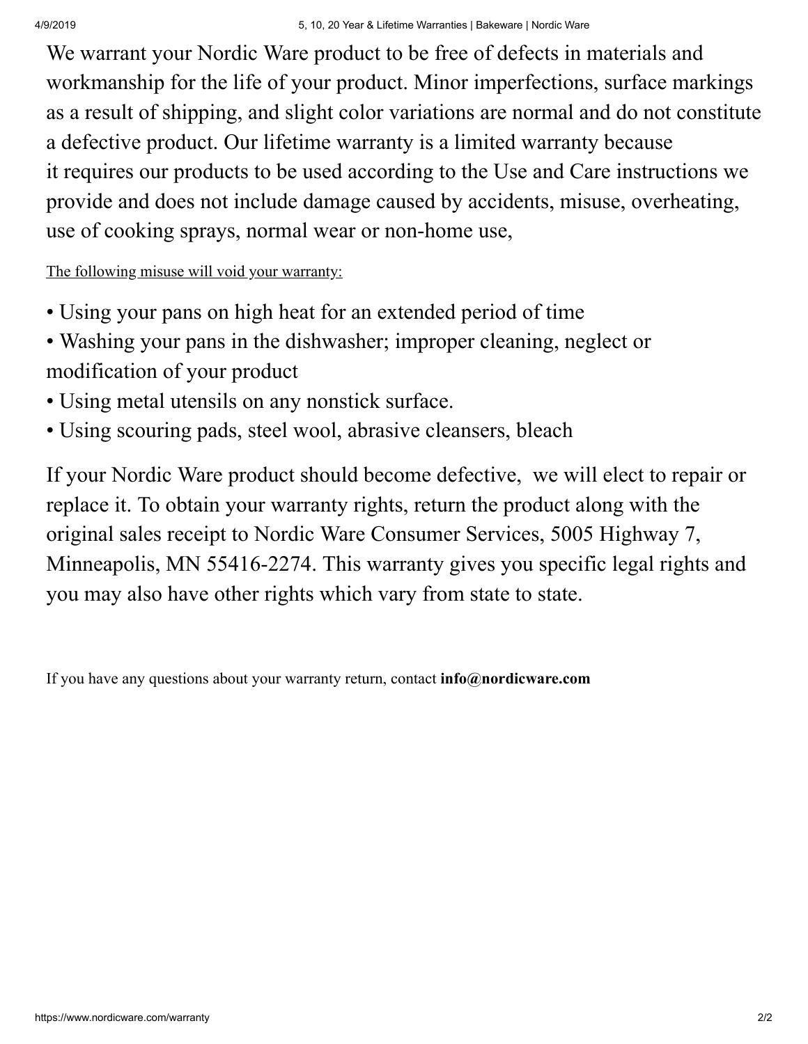We warrant your Nordic Ware product to be free of defects in materials and workmanship for the life of your product. Minor imperfections, surface markings as a result of shipping, and slight color variations are normal and do not constitute a defective product. Our lifetime warranty is a limited warranty because it requires our products to be used according to the Use and Care instructions we provide and does not include damage caused by accidents, misuse, overheating, use of cooking sprays, normal wear or non-home use,

<u>The following misuse will void your warranty:</u>

- Using your pans on high heat for an extended period of time
- Washing your pans in the dishwasher; improper cleaning, neglect or modification of your product
- Using metal utensils on any nonstick surface.
- Using scouring pads, steel wool, abrasive cleansers, bleach

If your Nordic Ware product should become defective, we will elect to repair or replace it. To obtain your warranty rights, return the product along with the original sales receipt to Nordic Ware Consumer Services, 5005 Highway 7, Minneapolis, MN 55416-2274. This warranty gives you specific legal rights and you may also have other rights which vary from state to state.

If you have any questions about your warranty return, contact **info@nordicware.com**